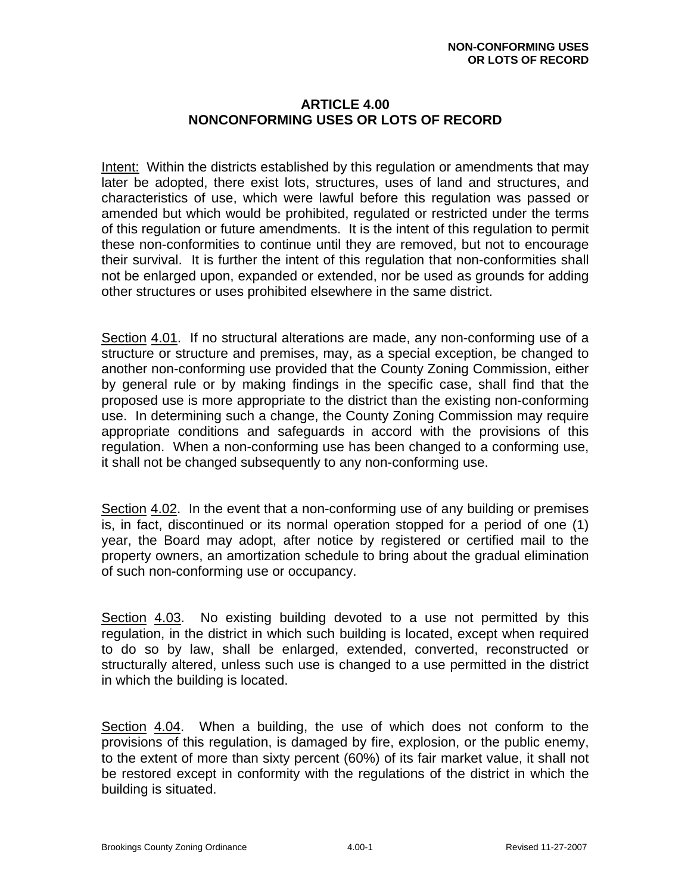# ARTICLE 4.00
# NONCONFORMING USES OR LOTS OF RECORD

Intent: Within the districts established by this regulation or amendments that may later be adopted, there exist lots, structures, uses of land and structures, and characteristics of use, which were lawful before this regulation was passed or amended but which would be prohibited, regulated or restricted under the terms of this regulation or future amendments. It is the intent of this regulation to permit these non-conformities to continue until they are removed, but not to encourage their survival. It is further the intent of this regulation that non-conformities shall not be enlarged upon, expanded or extended, nor be used as grounds for adding other structures or uses prohibited elsewhere in the same district.

Section 4.01. If no structural alterations are made, any non-conforming use of a structure or structure and premises, may, as a special exception, be changed to another non-conforming use provided that the County Zoning Commission, either by general rule or by making findings in the specific case, shall find that the proposed use is more appropriate to the district than the existing non-conforming use. In determining such a change, the County Zoning Commission may require appropriate conditions and safeguards in accord with the provisions of this regulation. When a non-conforming use has been changed to a conforming use, it shall not be changed subsequently to any non-conforming use.

Section 4.02. In the event that a non-conforming use of any building or premises is, in fact, discontinued or its normal operation stopped for a period of one (1) year, the Board may adopt, after notice by registered or certified mail to the property owners, an amortization schedule to bring about the gradual elimination of such non-conforming use or occupancy.

Section 4.03. No existing building devoted to a use not permitted by this regulation, in the district in which such building is located, except when required to do so by law, shall be enlarged, extended, converted, reconstructed or structurally altered, unless such use is changed to a use permitted in the district in which the building is located.

Section 4.04. When a building, the use of which does not conform to the provisions of this regulation, is damaged by fire, explosion, or the public enemy, to the extent of more than sixty percent (60%) of its fair market value, it shall not be restored except in conformity with the regulations of the district in which the building is situated.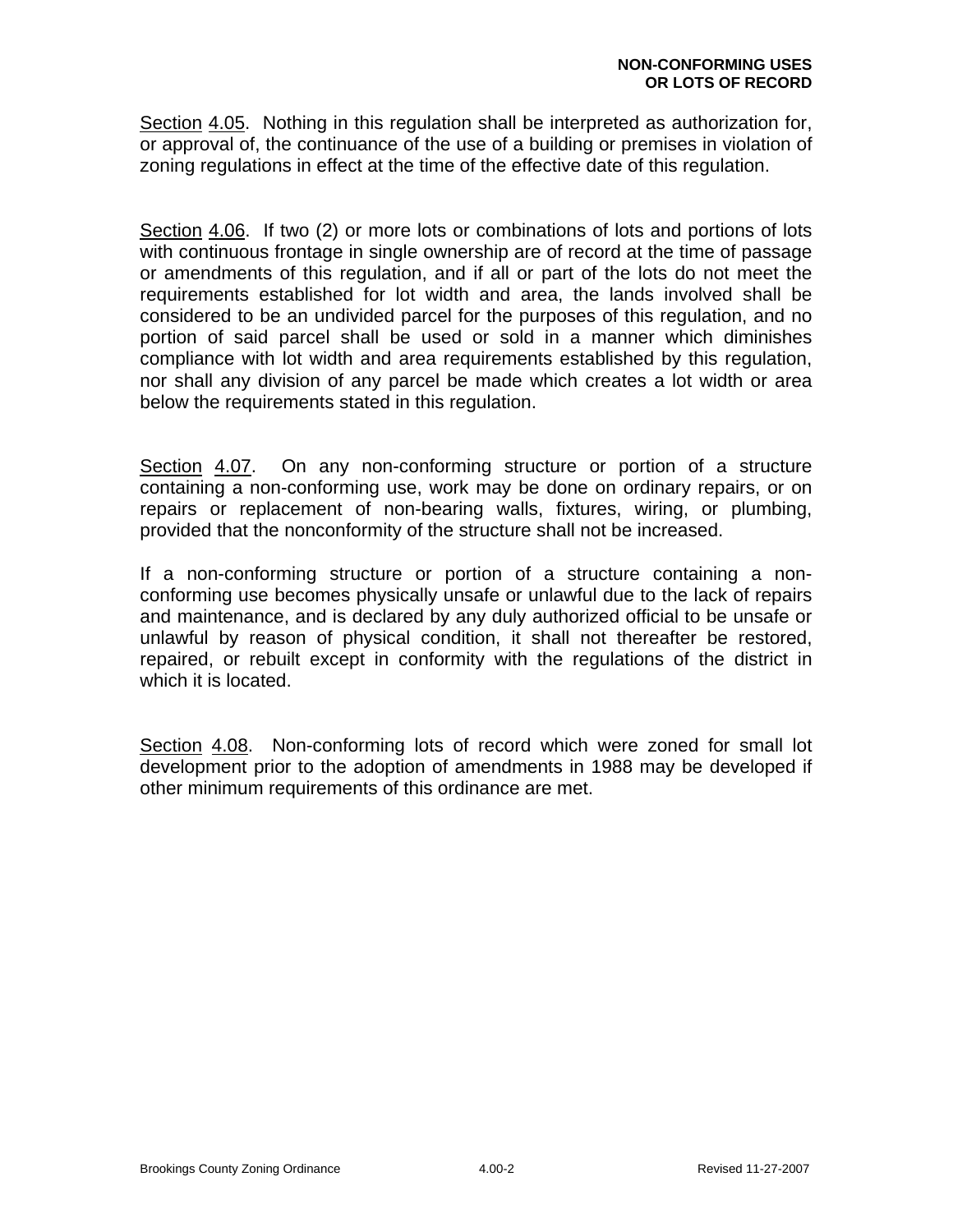Section 4.05. Nothing in this regulation shall be interpreted as authorization for, or approval of, the continuance of the use of a building or premises in violation of zoning regulations in effect at the time of the effective date of this regulation.

Section 4.06. If two (2) or more lots or combinations of lots and portions of lots with continuous frontage in single ownership are of record at the time of passage or amendments of this regulation, and if all or part of the lots do not meet the requirements established for lot width and area, the lands involved shall be considered to be an undivided parcel for the purposes of this regulation, and no portion of said parcel shall be used or sold in a manner which diminishes compliance with lot width and area requirements established by this regulation, nor shall any division of any parcel be made which creates a lot width or area below the requirements stated in this regulation.

Section 4.07. On any non-conforming structure or portion of a structure containing a non-conforming use, work may be done on ordinary repairs, or on repairs or replacement of non-bearing walls, fixtures, wiring, or plumbing, provided that the nonconformity of the structure shall not be increased.

If a non-conforming structure or portion of a structure containing a non-conforming use becomes physically unsafe or unlawful due to the lack of repairs and maintenance, and is declared by any duly authorized official to be unsafe or unlawful by reason of physical condition, it shall not thereafter be restored, repaired, or rebuilt except in conformity with the regulations of the district in which it is located.

Section 4.08. Non-conforming lots of record which were zoned for small lot development prior to the adoption of amendments in 1988 may be developed if other minimum requirements of this ordinance are met.